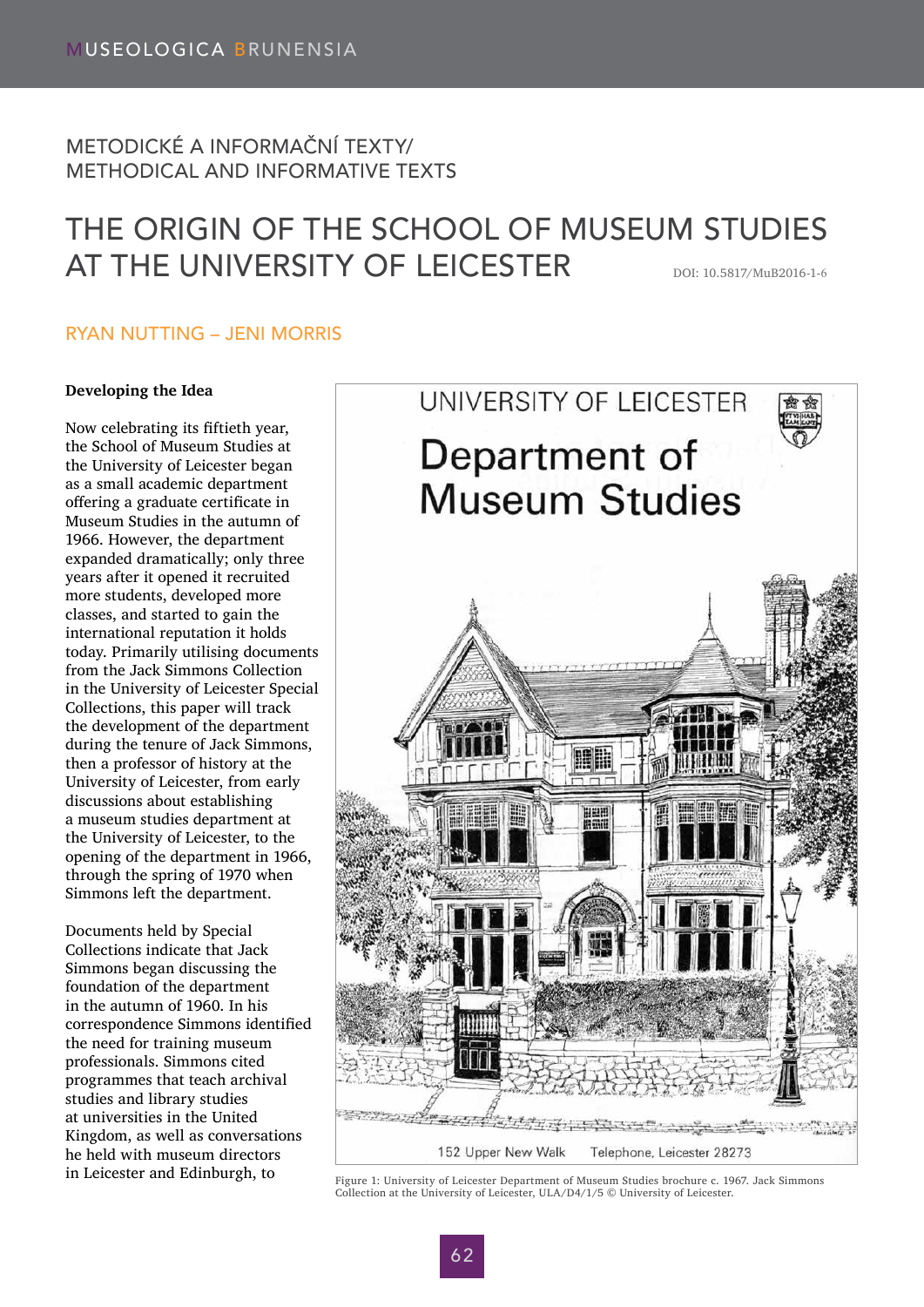METODICKÉ A INFORMAČNÍ TEXTY/
METHODICAL AND INFORMATIVE TEXTS

# THE ORIGIN OF THE SCHOOL OF MUSEUM STUDIES AT THE UNIVERSITY OF LEICESTER

DOI: 10.5817/MuB2016-1-6

RYAN NUTTING – JENI MORRIS

**Developing the Idea**

Now celebrating its fiftieth year, the School of Museum Studies at the University of Leicester began as a small academic department offering a graduate certificate in Museum Studies in the autumn of 1966. However, the department expanded dramatically; only three years after it opened it recruited more students, developed more classes, and started to gain the international reputation it holds today. Primarily utilising documents from the Jack Simmons Collection in the University of Leicester Special Collections, this paper will track the development of the department during the tenure of Jack Simmons, then a professor of history at the University of Leicester, from early discussions about establishing a museum studies department at the University of Leicester, to the opening of the department in 1966, through the spring of 1970 when Simmons left the department.

Documents held by Special Collections indicate that Jack Simmons began discussing the foundation of the department in the autumn of 1960. In his correspondence Simmons identified the need for training museum professionals. Simmons cited programmes that teach archival studies and library studies at universities in the United Kingdom, as well as conversations he held with museum directors in Leicester and Edinburgh, to

Figure 1: University of Leicester Department of Museum Studies brochure c. 1967. Jack Simmons Collection at the University of Leicester, ULA/D4/1/5 © University of Leicester.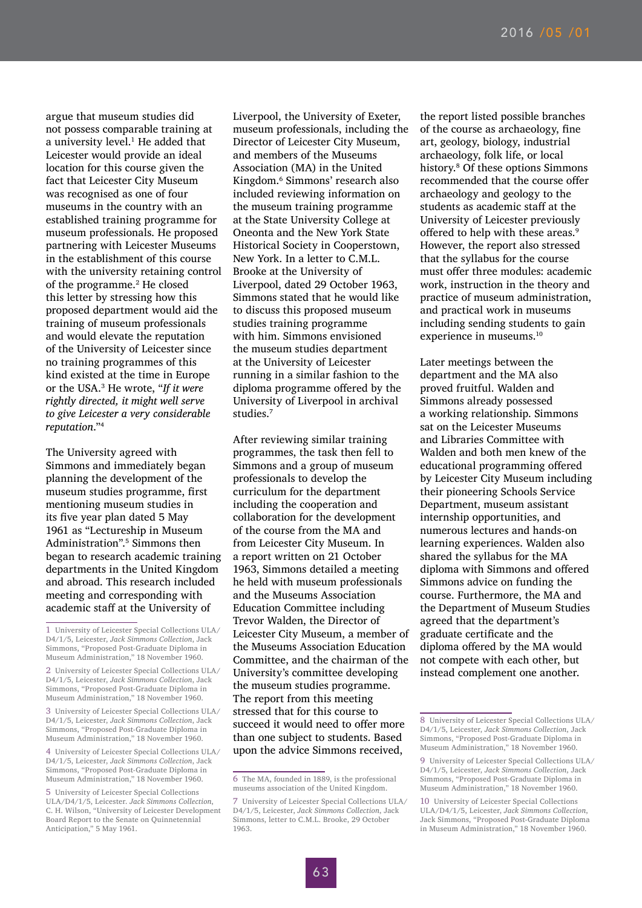argue that museum studies did not possess comparable training at a university level.[1] He added that Leicester would provide an ideal location for this course given the fact that Leicester City Museum was recognised as one of four museums in the country with an established training programme for museum professionals. He proposed partnering with Leicester Museums in the establishment of this course with the university retaining control of the programme.[2] He closed this letter by stressing how this proposed department would aid the training of museum professionals and would elevate the reputation of the University of Leicester since no training programmes of this kind existed at the time in Europe or the USA.[3] He wrote, "*If it were rightly directed, it might well serve to give Leicester a very considerable reputation.*"[4]

The University agreed with Simmons and immediately began planning the development of the museum studies programme, first mentioning museum studies in its five year plan dated 5 May 1961 as "Lectureship in Museum Administration".[5] Simmons then began to research academic training departments in the United Kingdom and abroad. This research included meeting and corresponding with academic staff at the University of Liverpool, the University of Exeter, museum professionals, including the Director of Leicester City Museum, and members of the Museums Association (MA) in the United Kingdom.[6] Simmons' research also included reviewing information on the museum training programme at the State University College at Oneonta and the New York State Historical Society in Cooperstown, New York. In a letter to C.M.L. Brooke at the University of Liverpool, dated 29 October 1963, Simmons stated that he would like to discuss this proposed museum studies training programme with him. Simmons envisioned the museum studies department at the University of Leicester running in a similar fashion to the diploma programme offered by the University of Liverpool in archival studies.[7]

After reviewing similar training programmes, the task then fell to Simmons and a group of museum professionals to develop the curriculum for the department including the cooperation and collaboration for the development of the course from the MA and from Leicester City Museum. In a report written on 21 October 1963, Simmons detailed a meeting he held with museum professionals and the Museums Association Education Committee including Trevor Walden, the Director of Leicester City Museum, a member of the Museums Association Education Committee, and the chairman of the University's committee developing the museum studies programme. The report from this meeting stressed that for this course to succeed it would need to offer more than one subject to students. Based upon the advice Simmons received, the report listed possible branches of the course as archaeology, fine art, geology, biology, industrial archaeology, folk life, or local history.[8] Of these options Simmons recommended that the course offer archaeology and geology to the students as academic staff at the University of Leicester previously offered to help with these areas.[9] However, the report also stressed that the syllabus for the course must offer three modules: academic work, instruction in the theory and practice of museum administration, and practical work in museums including sending students to gain experience in museums.[10]

Later meetings between the department and the MA also proved fruitful. Walden and Simmons already possessed a working relationship. Simmons sat on the Leicester Museums and Libraries Committee with Walden and both men knew of the educational programming offered by Leicester City Museum including their pioneering Schools Service Department, museum assistant internship opportunities, and numerous lectures and hands-on learning experiences. Walden also shared the syllabus for the MA diploma with Simmons and offered Simmons advice on funding the course. Furthermore, the MA and the Department of Museum Studies agreed that the department's graduate certificate and the diploma offered by the MA would not compete with each other, but instead complement one another.

---

1 University of Leicester Special Collections ULA/D4/1/5, Leicester, *Jack Simmons Collection*, Jack Simmons, "Proposed Post-Graduate Diploma in Museum Administration," 18 November 1960.

2 University of Leicester Special Collections ULA/D4/1/5, Leicester, *Jack Simmons Collection*, Jack Simmons, "Proposed Post-Graduate Diploma in Museum Administration," 18 November 1960.

3 University of Leicester Special Collections ULA/D4/1/5, Leicester, *Jack Simmons Collection*, Jack Simmons, "Proposed Post-Graduate Diploma in Museum Administration," 18 November 1960.

4 University of Leicester Special Collections ULA/D4/1/5, Leicester, *Jack Simmons Collection*, Jack Simmons, "Proposed Post-Graduate Diploma in Museum Administration," 18 November 1960.

5 University of Leicester Special Collections ULA/D4/1/5, Leicester. *Jack Simmons Collection*, C. H. Wilson, "University of Leicester Development Board Report to the Senate on Quinnentennial Anticipation," 5 May 1961.

6 The MA, founded in 1889, is the professional museums association of the United Kingdom.

7 University of Leicester Special Collections ULA/D4/1/5, Leicester, *Jack Simmons Collection*, Jack Simmons, letter to C.M.L. Brooke, 29 October 1963.

8 University of Leicester Special Collections ULA/D4/1/5, Leicester, *Jack Simmons Collection*, Jack Simmons, "Proposed Post-Graduate Diploma in Museum Administration," 18 November 1960.

9 University of Leicester Special Collections ULA/D4/1/5, Leicester, *Jack Simmons Collection*, Jack Simmons, "Proposed Post-Graduate Diploma in Museum Administration," 18 November 1960.

10 University of Leicester Special Collections ULA/D4/1/5, Leicester, *Jack Simmons Collection*, Jack Simmons, "Proposed Post-Graduate Diploma in Museum Administration," 18 November 1960.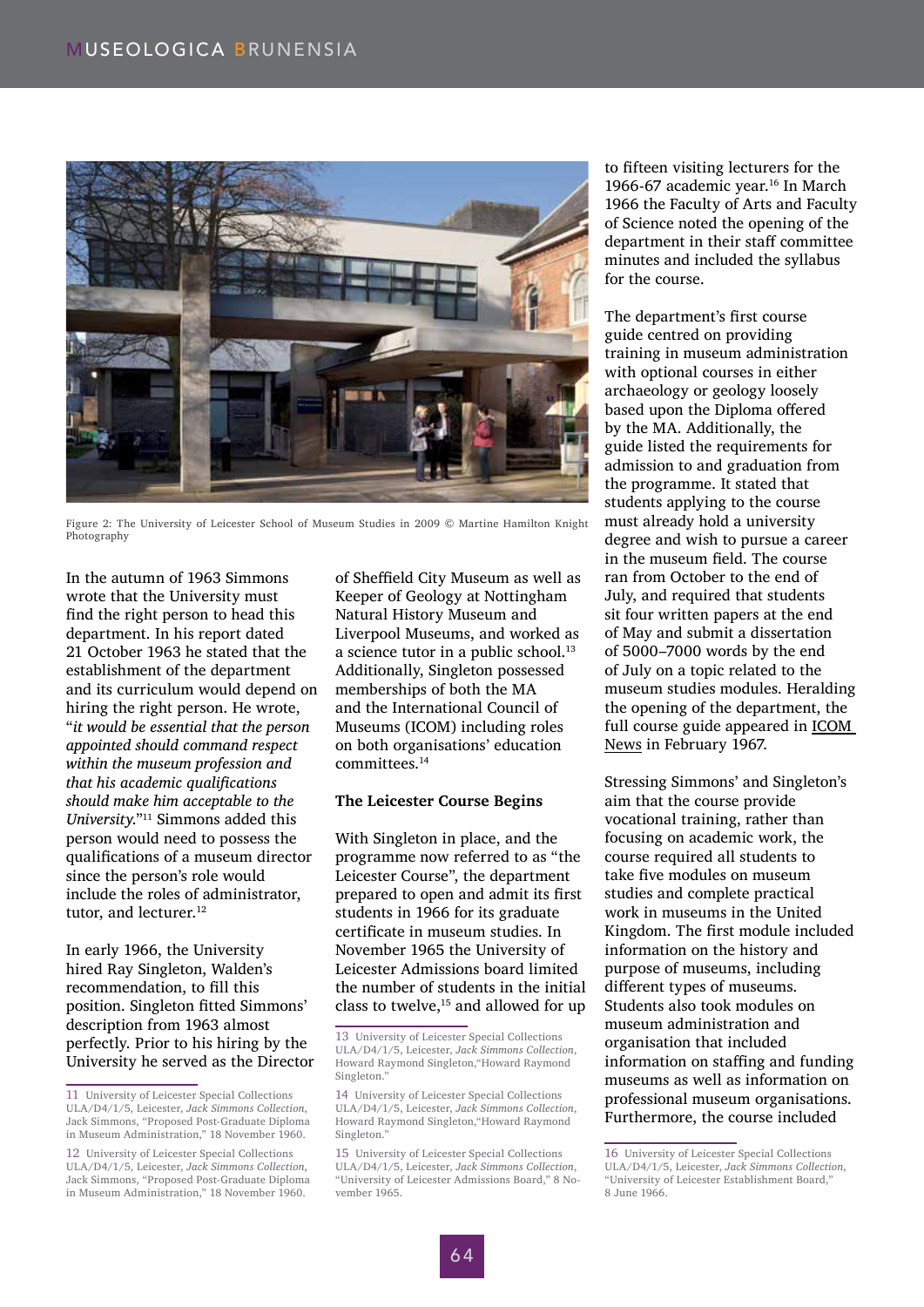Figure 2: The University of Leicester School of Museum Studies in 2009 © Martine Hamilton Knight Photography

In the autumn of 1963 Simmons wrote that the University must find the right person to head this department. In his report dated 21 October 1963 he stated that the establishment of the department and its curriculum would depend on hiring the right person. He wrote, "*it would be essential that the person appointed should command respect within the museum profession and that his academic qualifications should make him acceptable to the University.*"[11] Simmons added this person would need to possess the qualifications of a museum director since the person's role would include the roles of administrator, tutor, and lecturer.[12]

In early 1966, the University hired Ray Singleton, Walden's recommendation, to fill this position. Singleton fitted Simmons' description from 1963 almost perfectly. Prior to his hiring by the University he served as the Director of Sheffield City Museum as well as Keeper of Geology at Nottingham Natural History Museum and Liverpool Museums, and worked as a science tutor in a public school.[13] Additionally, Singleton possessed memberships of both the MA and the International Council of Museums (ICOM) including roles on both organisations' education committees.[14]

**The Leicester Course Begins**

With Singleton in place, and the programme now referred to as "the Leicester Course", the department prepared to open and admit its first students in 1966 for its graduate certificate in museum studies. In November 1965 the University of Leicester Admissions board limited the number of students in the initial class to twelve,[15] and allowed for up to fifteen visiting lecturers for the 1966-67 academic year.[16] In March 1966 the Faculty of Arts and Faculty of Science noted the opening of the department in their staff committee minutes and included the syllabus for the course.

The department's first course guide centred on providing training in museum administration with optional courses in either archaeology or geology loosely based upon the Diploma offered by the MA. Additionally, the guide listed the requirements for admission to and graduation from the programme. It stated that students applying to the course must already hold a university degree and wish to pursue a career in the museum field. The course ran from October to the end of July, and required that students sit four written papers at the end of May and submit a dissertation of 5000–7000 words by the end of July on a topic related to the museum studies modules. Heralding the opening of the department, the full course guide appeared in ICOM News in February 1967.

Stressing Simmons' and Singleton's aim that the course provide vocational training, rather than focusing on academic work, the course required all students to take five modules on museum studies and complete practical work in museums in the United Kingdom. The first module included information on the history and purpose of museums, including different types of museums. Students also took modules on museum administration and organisation that included information on staffing and funding museums as well as information on professional museum organisations. Furthermore, the course included

11 University of Leicester Special Collections ULA/D4/1/5, Leicester, *Jack Simmons Collection*, Jack Simmons, "Proposed Post-Graduate Diploma in Museum Administration," 18 November 1960.

12 University of Leicester Special Collections ULA/D4/1/5, Leicester, *Jack Simmons Collection*, Jack Simmons, "Proposed Post-Graduate Diploma in Museum Administration," 18 November 1960.

13 University of Leicester Special Collections ULA/D4/1/5, Leicester, *Jack Simmons Collection*, Howard Raymond Singleton,"Howard Raymond Singleton."

14 University of Leicester Special Collections ULA/D4/1/5, Leicester, *Jack Simmons Collection*, Howard Raymond Singleton,"Howard Raymond Singleton."

15 University of Leicester Special Collections ULA/D4/1/5, Leicester, *Jack Simmons Collection*, "University of Leicester Admissions Board," 8 November 1965.

16 University of Leicester Special Collections ULA/D4/1/5, Leicester, *Jack Simmons Collection*, "University of Leicester Establishment Board," 8 June 1966.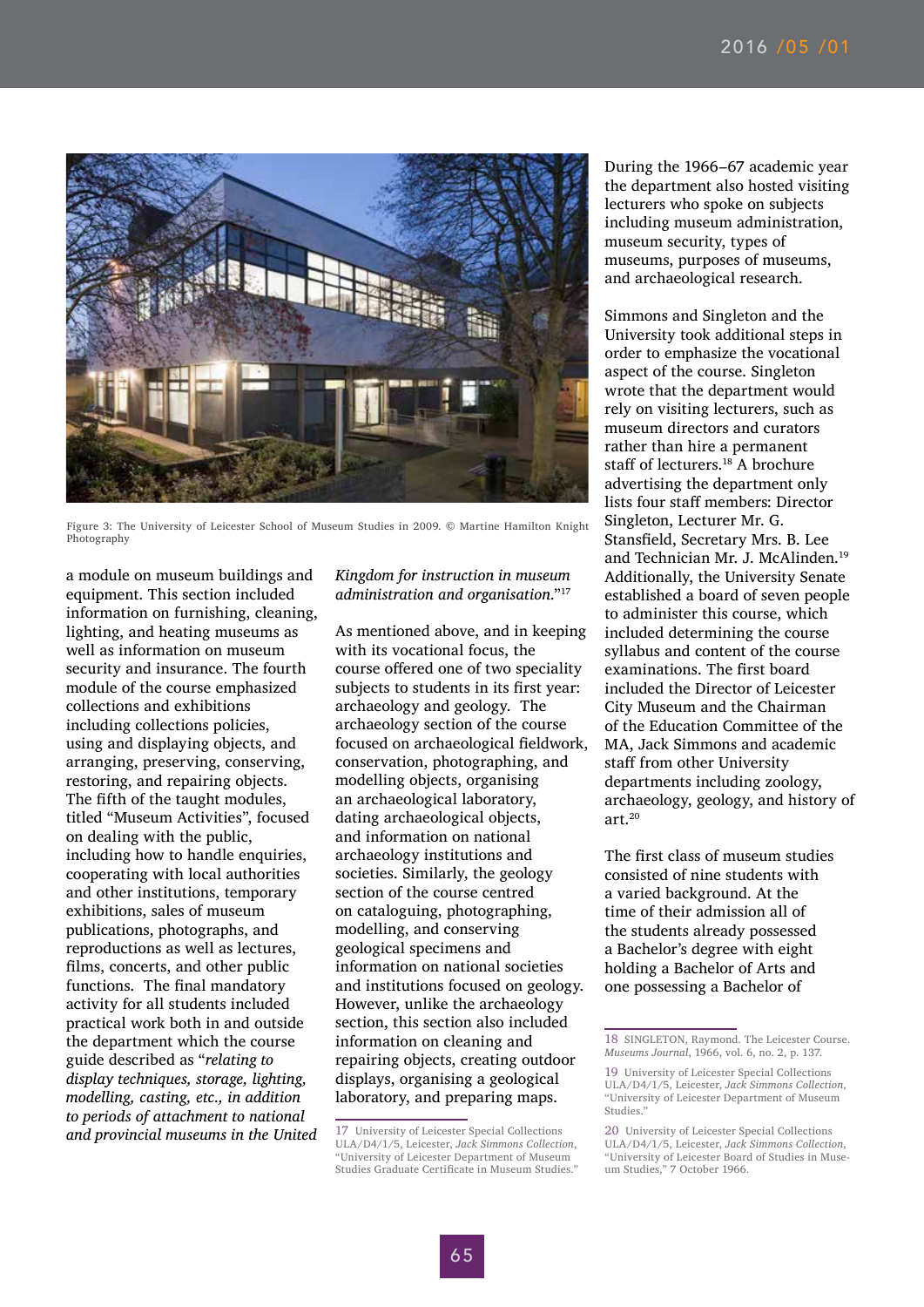Figure 3: The University of Leicester School of Museum Studies in 2009. © Martine Hamilton Knight Photography

a module on museum buildings and equipment. This section included information on furnishing, cleaning, lighting, and heating museums as well as information on museum security and insurance. The fourth module of the course emphasized collections and exhibitions including collections policies, using and displaying objects, and arranging, preserving, conserving, restoring, and repairing objects. The fifth of the taught modules, titled "Museum Activities", focused on dealing with the public, including how to handle enquiries, cooperating with local authorities and other institutions, temporary exhibitions, sales of museum publications, photographs, and reproductions as well as lectures, films, concerts, and other public functions. The final mandatory activity for all students included practical work both in and outside the department which the course guide described as "*relating to display techniques, storage, lighting, modelling, casting, etc., in addition to periods of attachment to national and provincial museums in the United Kingdom for instruction in museum administration and organisation.*"[17]

As mentioned above, and in keeping with its vocational focus, the course offered one of two speciality subjects to students in its first year: archaeology and geology. The archaeology section of the course focused on archaeological fieldwork, conservation, photographing, and modelling objects, organising an archaeological laboratory, dating archaeological objects, and information on national archaeology institutions and societies. Similarly, the geology section of the course centred on cataloguing, photographing, modelling, and conserving geological specimens and information on national societies and institutions focused on geology. However, unlike the archaeology section, this section also included information on cleaning and repairing objects, creating outdoor displays, organising a geological laboratory, and preparing maps.

During the 1966–67 academic year the department also hosted visiting lecturers who spoke on subjects including museum administration, museum security, types of museums, purposes of museums, and archaeological research.

Simmons and Singleton and the University took additional steps in order to emphasize the vocational aspect of the course. Singleton wrote that the department would rely on visiting lecturers, such as museum directors and curators rather than hire a permanent staff of lecturers.[18] A brochure advertising the department only lists four staff members: Director Singleton, Lecturer Mr. G. Stansfield, Secretary Mrs. B. Lee and Technician Mr. J. McAlinden.[19] Additionally, the University Senate established a board of seven people to administer this course, which included determining the course syllabus and content of the course examinations. The first board included the Director of Leicester City Museum and the Chairman of the Education Committee of the MA, Jack Simmons and academic staff from other University departments including zoology, archaeology, geology, and history of art.[20]

The first class of museum studies consisted of nine students with a varied background. At the time of their admission all of the students already possessed a Bachelor's degree with eight holding a Bachelor of Arts and one possessing a Bachelor of

17 University of Leicester Special Collections ULA/D4/1/5, Leicester, *Jack Simmons Collection*, "University of Leicester Department of Museum Studies Graduate Certificate in Museum Studies."

18 SINGLETON, Raymond. The Leicester Course. *Museums Journal*, 1966, vol. 6, no. 2, p. 137.

19 University of Leicester Special Collections ULA/D4/1/5, Leicester, *Jack Simmons Collection*, "University of Leicester Department of Museum Studies."

20 University of Leicester Special Collections ULA/D4/1/5, Leicester, *Jack Simmons Collection*, "University of Leicester Board of Studies in Museum Studies," 7 October 1966.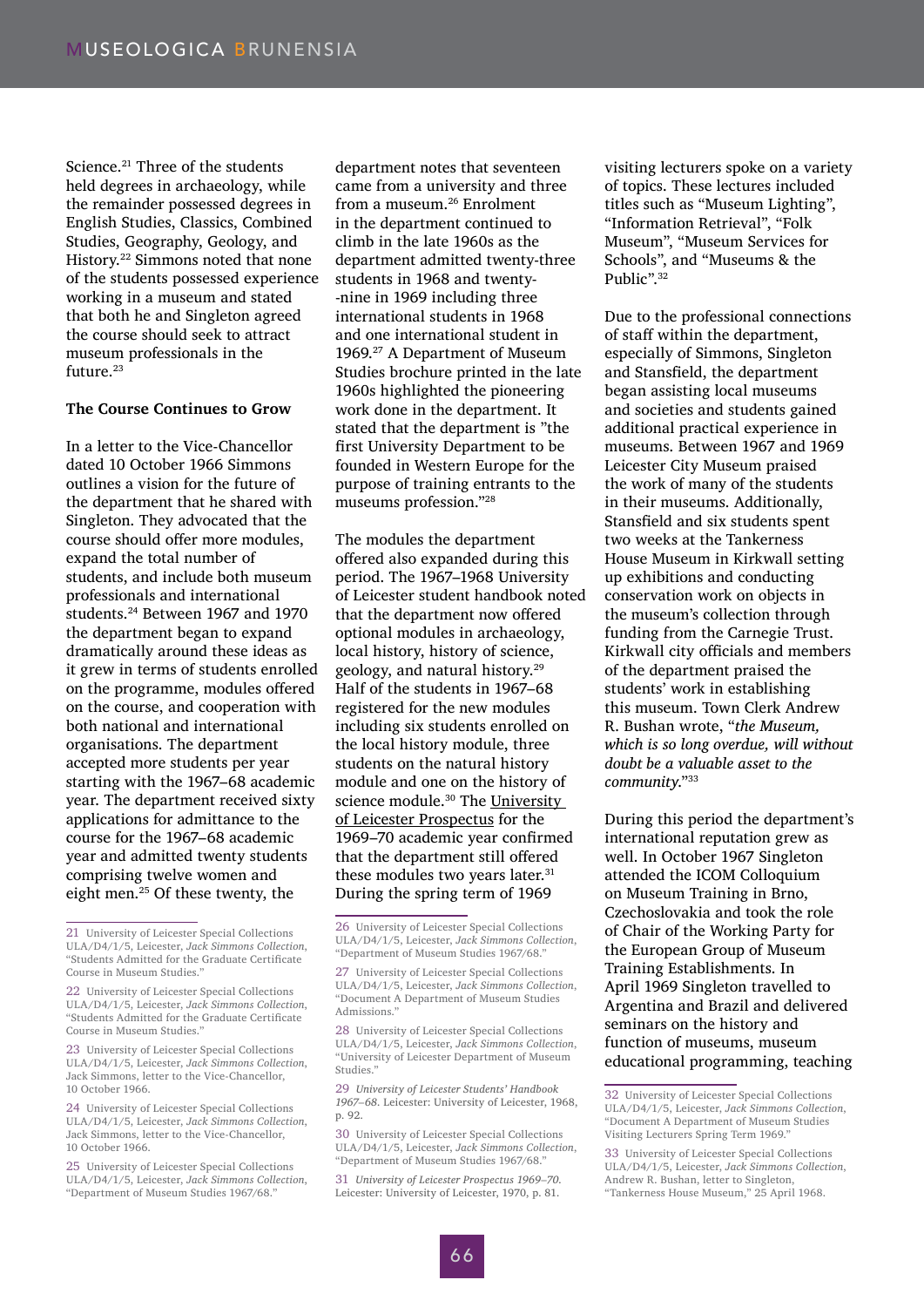Science.[21] Three of the students held degrees in archaeology, while the remainder possessed degrees in English Studies, Classics, Combined Studies, Geography, Geology, and History.[22] Simmons noted that none of the students possessed experience working in a museum and stated that both he and Singleton agreed the course should seek to attract museum professionals in the future.[23]

### The Course Continues to Grow

In a letter to the Vice-Chancellor dated 10 October 1966 Simmons outlines a vision for the future of the department that he shared with Singleton. They advocated that the course should offer more modules, expand the total number of students, and include both museum professionals and international students.[24] Between 1967 and 1970 the department began to expand dramatically around these ideas as it grew in terms of students enrolled on the programme, modules offered on the course, and cooperation with both national and international organisations. The department accepted more students per year starting with the 1967–68 academic year. The department received sixty applications for admittance to the course for the 1967–68 academic year and admitted twenty students comprising twelve women and eight men.[25] Of these twenty, the department notes that seventeen came from a university and three from a museum.[26] Enrolment in the department continued to climb in the late 1960s as the department admitted twenty-three students in 1968 and twenty--nine in 1969 including three international students in 1968 and one international student in 1969.[27] A Department of Museum Studies brochure printed in the late 1960s highlighted the pioneering work done in the department. It stated that the department is "the first University Department to be founded in Western Europe for the purpose of training entrants to the museums profession."[28]

The modules the department offered also expanded during this period. The 1967–1968 University of Leicester student handbook noted that the department now offered optional modules in archaeology, local history, history of science, geology, and natural history.[29] Half of the students in 1967–68 registered for the new modules including six students enrolled on the local history module, three students on the natural history module and one on the history of science module.[30] The University of Leicester Prospectus for the 1969–70 academic year confirmed that the department still offered these modules two years later.[31] During the spring term of 1969 visiting lecturers spoke on a variety of topics. These lectures included titles such as "Museum Lighting", "Information Retrieval", "Folk Museum", "Museum Services for Schools", and "Museums & the Public".[32]

Due to the professional connections of staff within the department, especially of Simmons, Singleton and Stansfield, the department began assisting local museums and societies and students gained additional practical experience in museums. Between 1967 and 1969 Leicester City Museum praised the work of many of the students in their museums. Additionally, Stansfield and six students spent two weeks at the Tankerness House Museum in Kirkwall setting up exhibitions and conducting conservation work on objects in the museum's collection through funding from the Carnegie Trust. Kirkwall city officials and members of the department praised the students' work in establishing this museum. Town Clerk Andrew R. Bushan wrote, "*the Museum, which is so long overdue, will without doubt be a valuable asset to the community.*"[33]

During this period the department's international reputation grew as well. In October 1967 Singleton attended the ICOM Colloquium on Museum Training in Brno, Czechoslovakia and took the role of Chair of the Working Party for the European Group of Museum Training Establishments. In April 1969 Singleton travelled to Argentina and Brazil and delivered seminars on the history and function of museums, museum educational programming, teaching

---

21 University of Leicester Special Collections ULA/D4/1/5, Leicester, *Jack Simmons Collection*, "Students Admitted for the Graduate Certificate Course in Museum Studies."

22 University of Leicester Special Collections ULA/D4/1/5, Leicester, *Jack Simmons Collection*, "Students Admitted for the Graduate Certificate Course in Museum Studies."

23 University of Leicester Special Collections ULA/D4/1/5, Leicester, *Jack Simmons Collection*, Jack Simmons, letter to the Vice-Chancellor, 10 October 1966.

24 University of Leicester Special Collections ULA/D4/1/5, Leicester, *Jack Simmons Collection*, Jack Simmons, letter to the Vice-Chancellor, 10 October 1966.

25 University of Leicester Special Collections ULA/D4/1/5, Leicester, *Jack Simmons Collection*, "Department of Museum Studies 1967/68."

26 University of Leicester Special Collections ULA/D4/1/5, Leicester, *Jack Simmons Collection*, "Department of Museum Studies 1967/68."

27 University of Leicester Special Collections ULA/D4/1/5, Leicester, *Jack Simmons Collection*, "Document A Department of Museum Studies Admissions."

28 University of Leicester Special Collections ULA/D4/1/5, Leicester, *Jack Simmons Collection*, "University of Leicester Department of Museum Studies."

29 *University of Leicester Students' Handbook 1967–68*. Leicester: University of Leicester, 1968, p. 92.

30 University of Leicester Special Collections ULA/D4/1/5, Leicester, *Jack Simmons Collection*, "Department of Museum Studies 1967/68."

31 *University of Leicester Prospectus 1969–70*. Leicester: University of Leicester, 1970, p. 81.

32 University of Leicester Special Collections ULA/D4/1/5, Leicester, *Jack Simmons Collection*, "Document A Department of Museum Studies Visiting Lecturers Spring Term 1969."

33 University of Leicester Special Collections ULA/D4/1/5, Leicester, *Jack Simmons Collection*, Andrew R. Bushan, letter to Singleton, "Tankerness House Museum," 25 April 1968.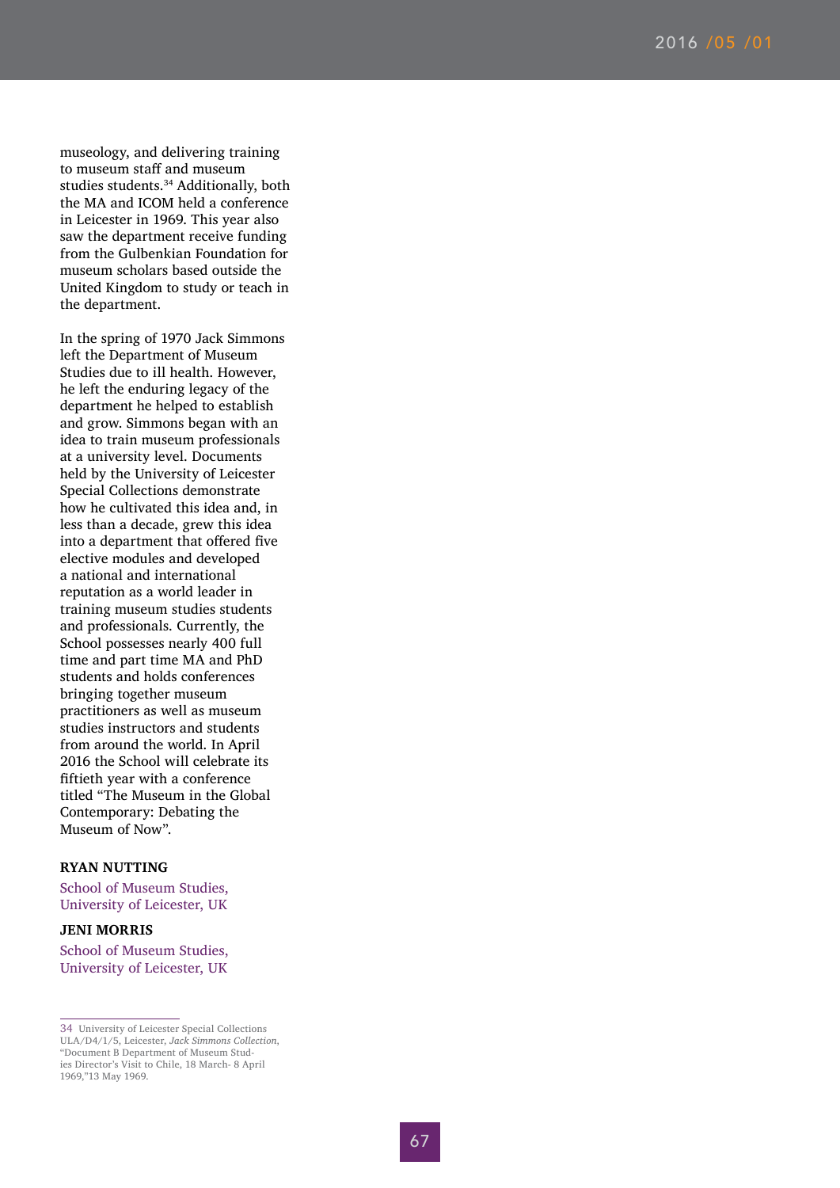museology, and delivering training to museum staff and museum studies students.[34] Additionally, both the MA and ICOM held a conference in Leicester in 1969. This year also saw the department receive funding from the Gulbenkian Foundation for museum scholars based outside the United Kingdom to study or teach in the department.

In the spring of 1970 Jack Simmons left the Department of Museum Studies due to ill health. However, he left the enduring legacy of the department he helped to establish and grow. Simmons began with an idea to train museum professionals at a university level. Documents held by the University of Leicester Special Collections demonstrate how he cultivated this idea and, in less than a decade, grew this idea into a department that offered five elective modules and developed a national and international reputation as a world leader in training museum studies students and professionals. Currently, the School possesses nearly 400 full time and part time MA and PhD students and holds conferences bringing together museum practitioners as well as museum studies instructors and students from around the world. In April 2016 the School will celebrate its fiftieth year with a conference titled "The Museum in the Global Contemporary: Debating the Museum of Now".

**RYAN NUTTING**

School of Museum Studies, University of Leicester, UK

**JENI MORRIS**

School of Museum Studies, University of Leicester, UK

---

34 University of Leicester Special Collections ULA/D4/1/5, Leicester, *Jack Simmons Collection*, "Document B Department of Museum Studies Director's Visit to Chile, 18 March- 8 April 1969,"13 May 1969.